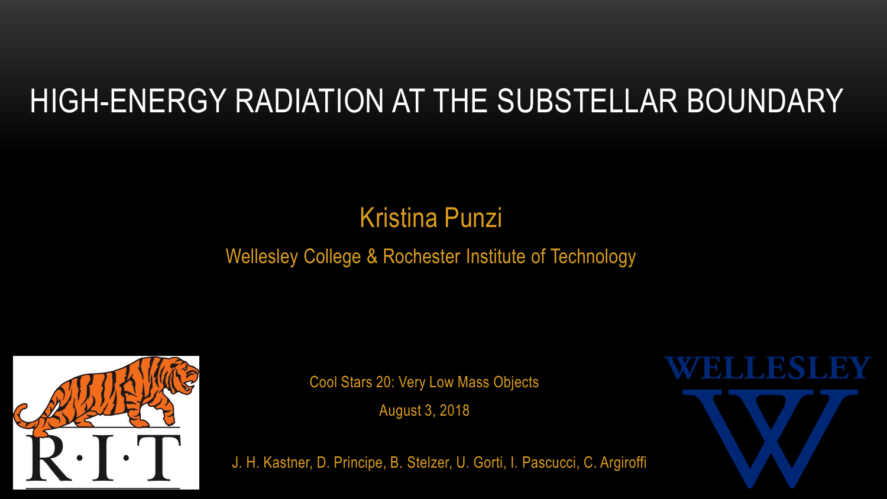# HIGH-ENERGY RADIATION AT THE SUBSTELLAR BOUNDARY

Kristina Punzi

Wellesley College & Rochester Institute of Technology

Cool Stars 20: Very Low Mass Objects

August 3, 2018

J. H. Kastner, D. Principe, B. Stelzer, U. Gorti, I. Pascucci, C. Argiroffi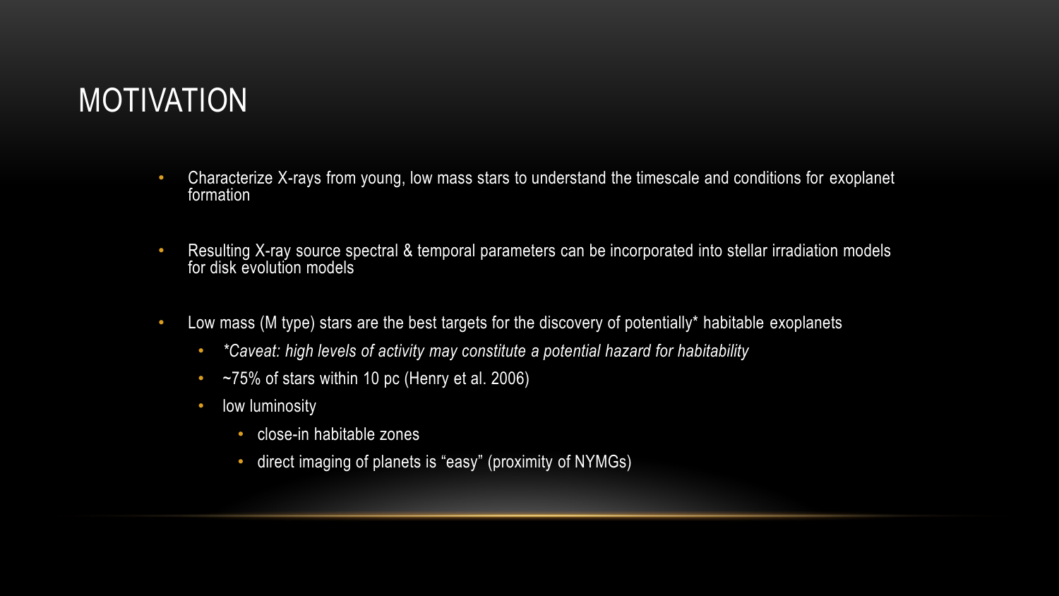# MOTIVATION

- Characterize X-rays from young, low mass stars to understand the timescale and conditions for exoplanet formation
- Resulting X-ray source spectral & temporal parameters can be incorporated into stellar irradiation models for disk evolution models
- Low mass (M type) stars are the best targets for the discovery of potentially* habitable exoplanets
  - *\*Caveat: high levels of activity may constitute a potential hazard for habitability*
  - ~75% of stars within 10 pc (Henry et al. 2006)
  - low luminosity
    - close-in habitable zones
    - direct imaging of planets is “easy” (proximity of NYMGs)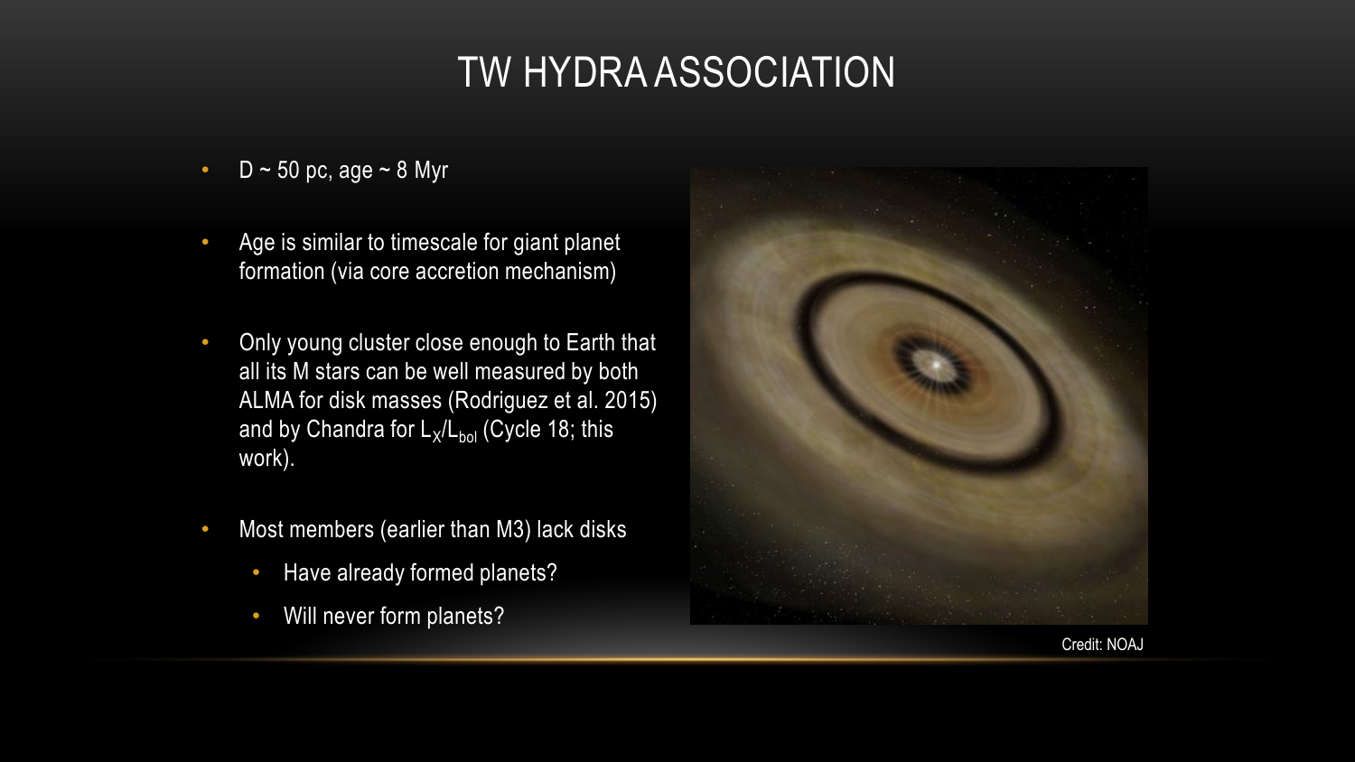# TW HYDRA ASSOCIATION

- D ~ 50 pc, age ~ 8 Myr
- Age is similar to timescale for giant planet formation (via core accretion mechanism)
- Only young cluster close enough to Earth that all its M stars can be well measured by both ALMA for disk masses (Rodriguez et al. 2015) and by Chandra for $L_X/L_{bol}$ (Cycle 18; this work).
- Most members (earlier than M3) lack disks
  - Have already formed planets?
  - Will never form planets?

Credit: NOAJ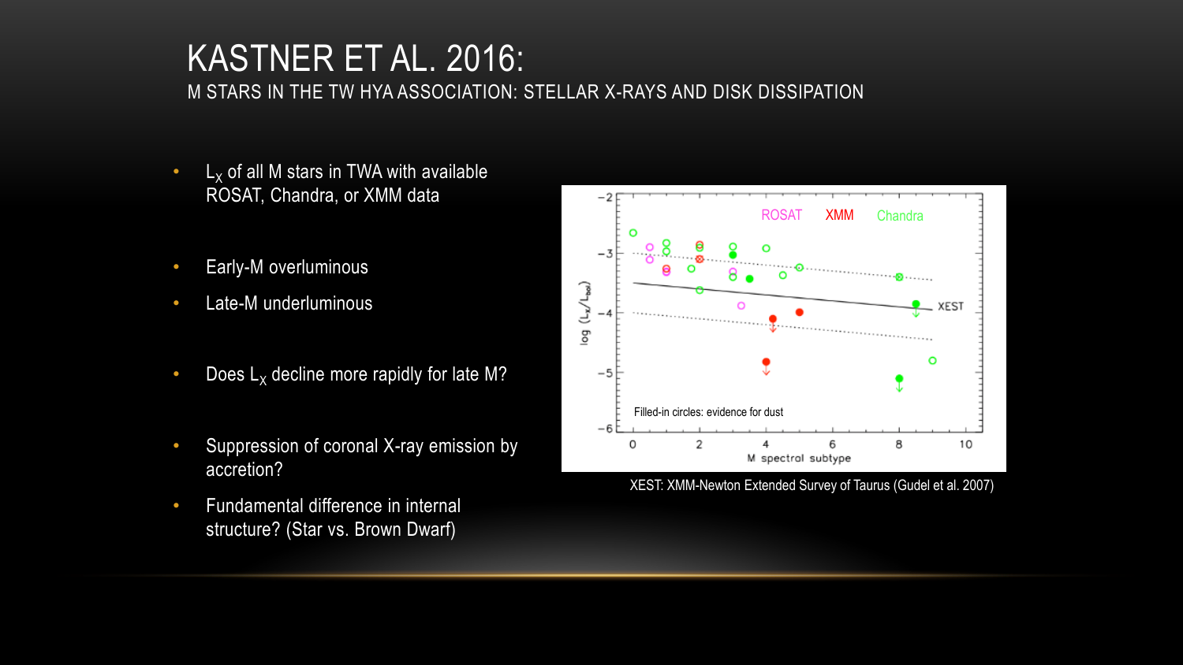# KASTNER ET AL. 2016:

## M STARS IN THE TW HYA ASSOCIATION: STELLAR X-RAYS AND DISK DISSIPATION

- $L_X$ of all M stars in TWA with available ROSAT, Chandra, or XMM data
- Early-M overluminous
- Late-M underluminous
- Does $L_X$ decline more rapidly for late M?
- Suppression of coronal X-ray emission by accretion?
- Fundamental difference in internal structure? (Star vs. Brown Dwarf)

XEST: XMM-Newton Extended Survey of Taurus (Gudel et al. 2007)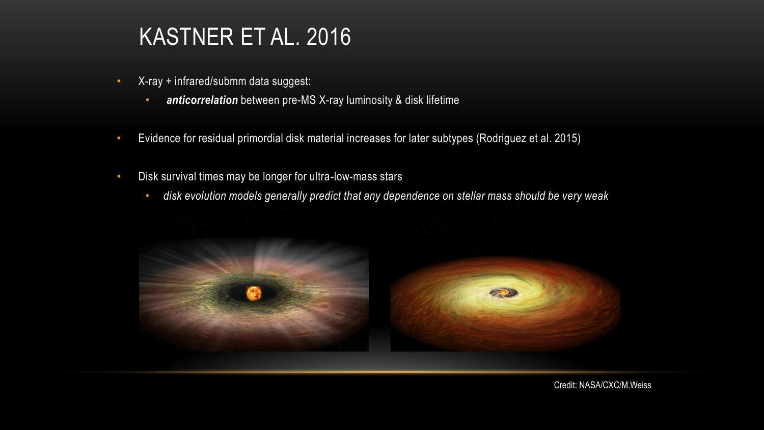# KASTNER ET AL. 2016

- X-ray + infrared/submm data suggest:
  - ***anticorrelation*** between pre-MS X-ray luminosity & disk lifetime
- Evidence for residual primordial disk material increases for later subtypes (Rodriguez et al. 2015)
- Disk survival times may be longer for ultra-low-mass stars
  - *disk evolution models generally predict that any dependence on stellar mass should be very weak*

Credit: NASA/CXC/M.Weiss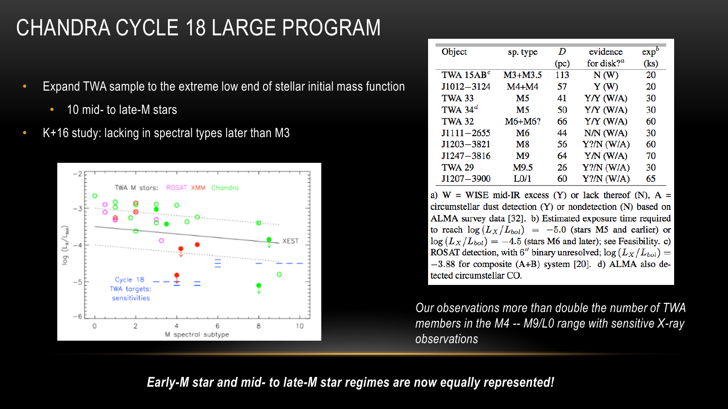# CHANDRA CYCLE 18 LARGE PROGRAM

- Expand TWA sample to the extreme low end of stellar initial mass function
  - 10 mid- to late-M stars
- K+16 study: lacking in spectral types later than M3

| Object | sp. type | $D$ (pc) | evidence for disk?[a] | exp[b] (ks) |
|---|---|---|---|---|
| TWA 15AB[c] | M3+M3.5 | 113 | N (W) | 20 |
| J1012−3124 | M4+M4 | 57 | Y (W) | 20 |
| TWA 33 | M5 | 41 | Y/Y (W/A) | 30 |
| TWA 34[d] | M5 | 50 | Y/Y (W/A) | 30 |
| TWA 32 | M6+M6? | 66 | Y/Y (W/A) | 60 |
| J1111−2655 | M6 | 44 | N/N (W/A) | 30 |
| J1203−3821 | M8 | 56 | Y?/N (W/A) | 60 |
| J1247−3816 | M9 | 64 | Y/N (W/A) | 70 |
| TWA 29 | M9.5 | 26 | Y?/N (W/A) | 30 |
| J1207−3900 | L0/1 | 60 | Y?/N (W/A) | 65 |

a) W = WISE mid-IR excess (Y) or lack thereof (N), A = circumstellar dust detection (Y) or nondetection (N) based on ALMA survey data [32]. b) Estimated exposure time required to reach $\log(L_X/L_{bol}) = -5.0$ (stars M5 and earlier) or $\log(L_X/L_{bol}) = -4.5$ (stars M6 and later); see Feasibility. c) ROSAT detection, with 6″ binary unresolved; $\log(L_X/L_{bol}) = -3.88$ for composite (A+B) system [20]. d) ALMA also detected circumstellar CO.

*Our observations more than double the number of TWA members in the M4 -- M9/L0 range with sensitive X-ray observations*

***Early-M star and mid- to late-M star regimes are now equally represented!***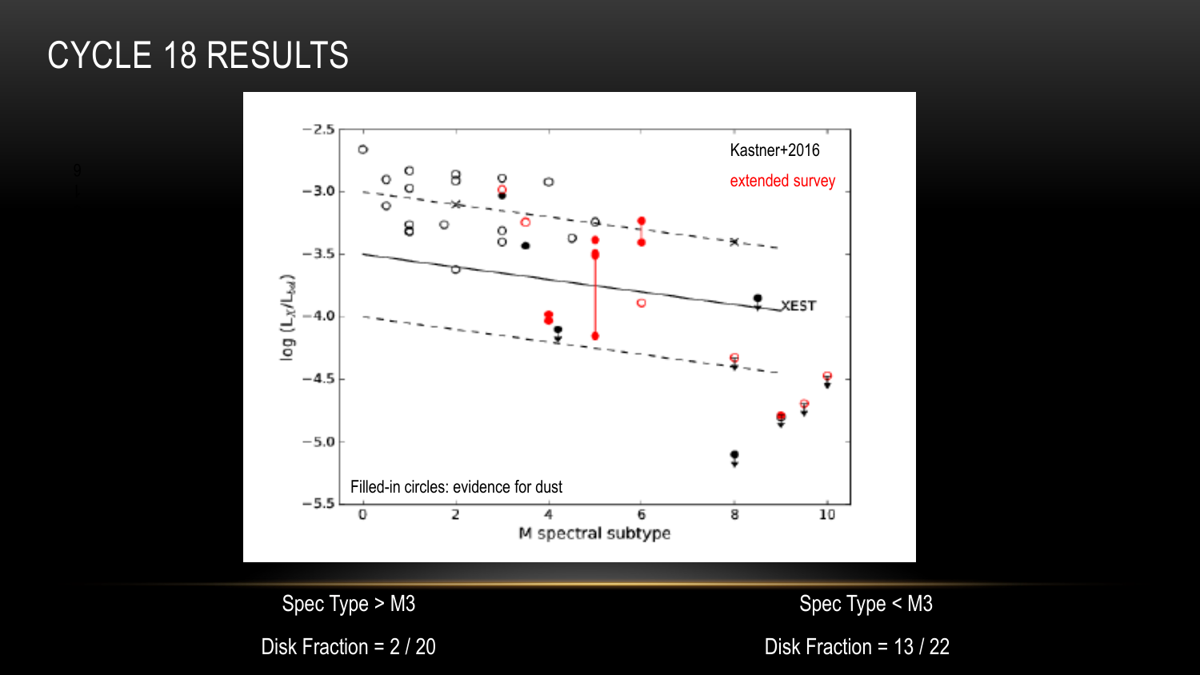# CYCLE 18 RESULTS

Spec Type > M3

Disk Fraction = 2 / 20

Spec Type < M3

Disk Fraction = 13 / 22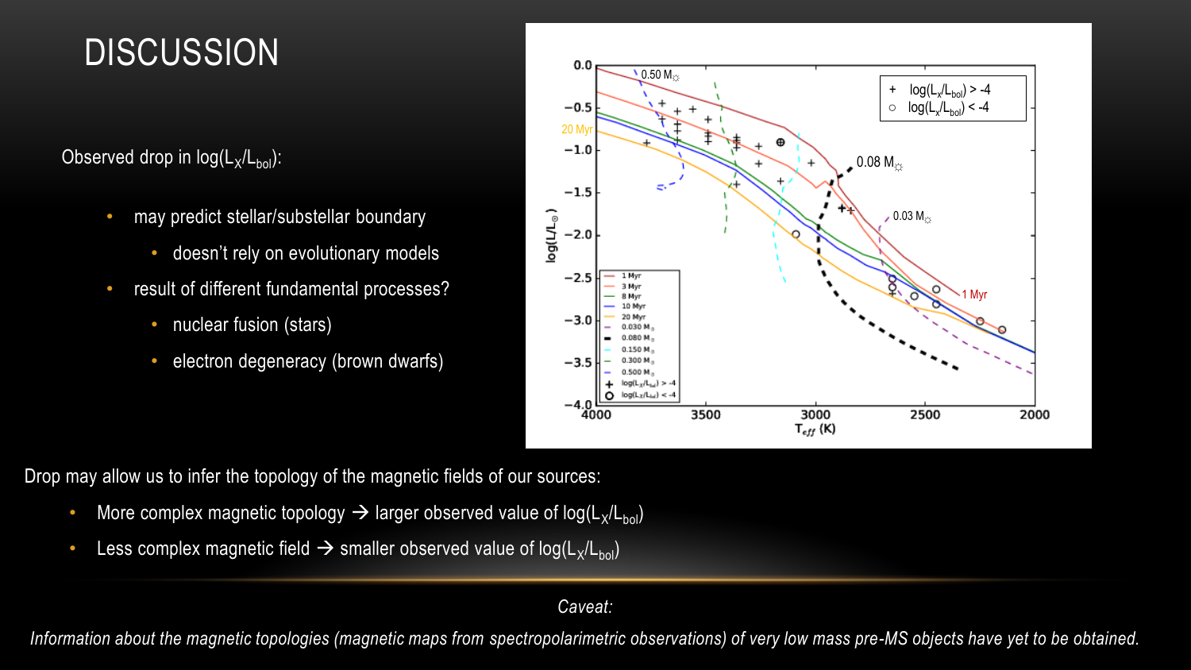# DISCUSSION

Observed drop in $\log(L_X/L_{bol})$:

- may predict stellar/substellar boundary
  - doesn't rely on evolutionary models
- result of different fundamental processes?
  - nuclear fusion (stars)
  - electron degeneracy (brown dwarfs)

Drop may allow us to infer the topology of the magnetic fields of our sources:

- More complex magnetic topology → larger observed value of $\log(L_X/L_{bol})$
- Less complex magnetic field → smaller observed value of $\log(L_X/L_{bol})$

*Caveat:*

*Information about the magnetic topologies (magnetic maps from spectropolarimetric observations) of very low mass pre-MS objects have yet to be obtained.*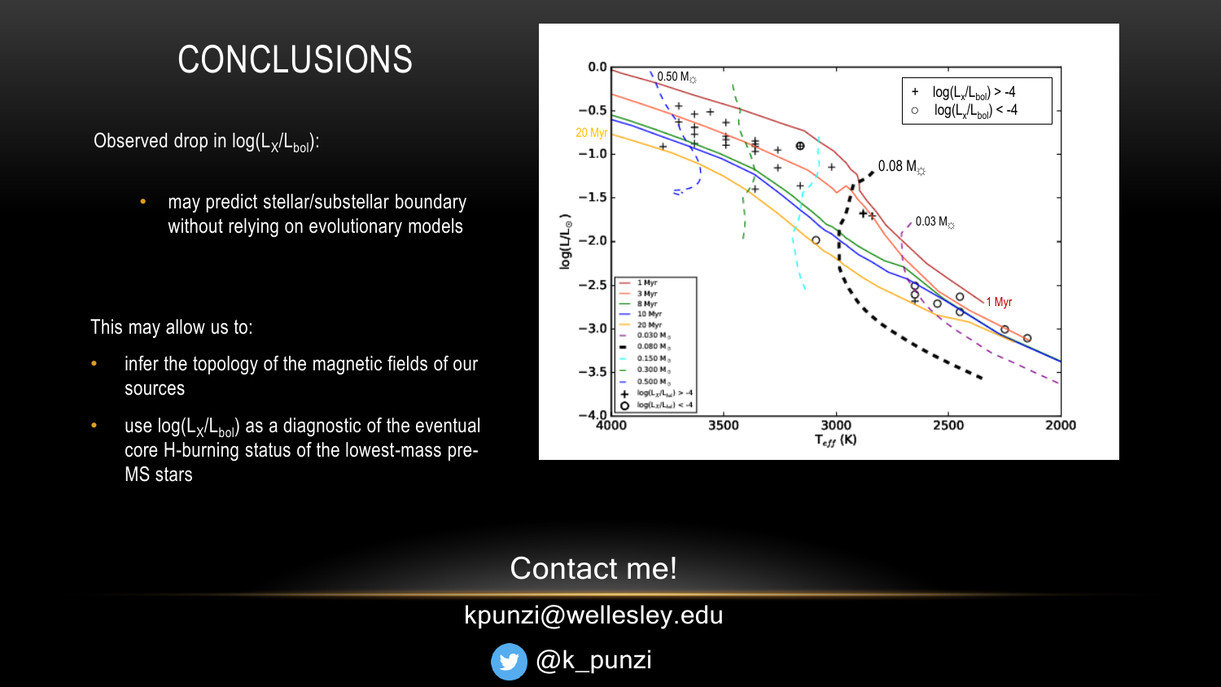# CONCLUSIONS

Observed drop in $\log(L_X/L_{bol})$:

- may predict stellar/substellar boundary without relying on evolutionary models

This may allow us to:

- infer the topology of the magnetic fields of our sources
- use $\log(L_X/L_{bol})$ as a diagnostic of the eventual core H-burning status of the lowest-mass pre-MS stars

0.50 M☼
20 Myr
0.08 M☼
0.03 M☼
1 Myr
+ $\log(L_x/L_{bol}) > -4$
○ $\log(L_x/L_{bol}) < -4$
1 Myr
3 Myr
8 Myr
10 Myr
20 Myr
0.030 M☼
0.080 M☼
0.150 M☼
0.300 M☼
0.500 M☼
$\log(L/L_\odot)$
0.0
−0.5
−1.0
−1.5
−2.0
−2.5
−3.0
−3.5
−4.0
4000
3500
3000
2500
2000
$T_{eff}$ (K)

Contact me!

kpunzi@wellesley.edu

@k_punzi